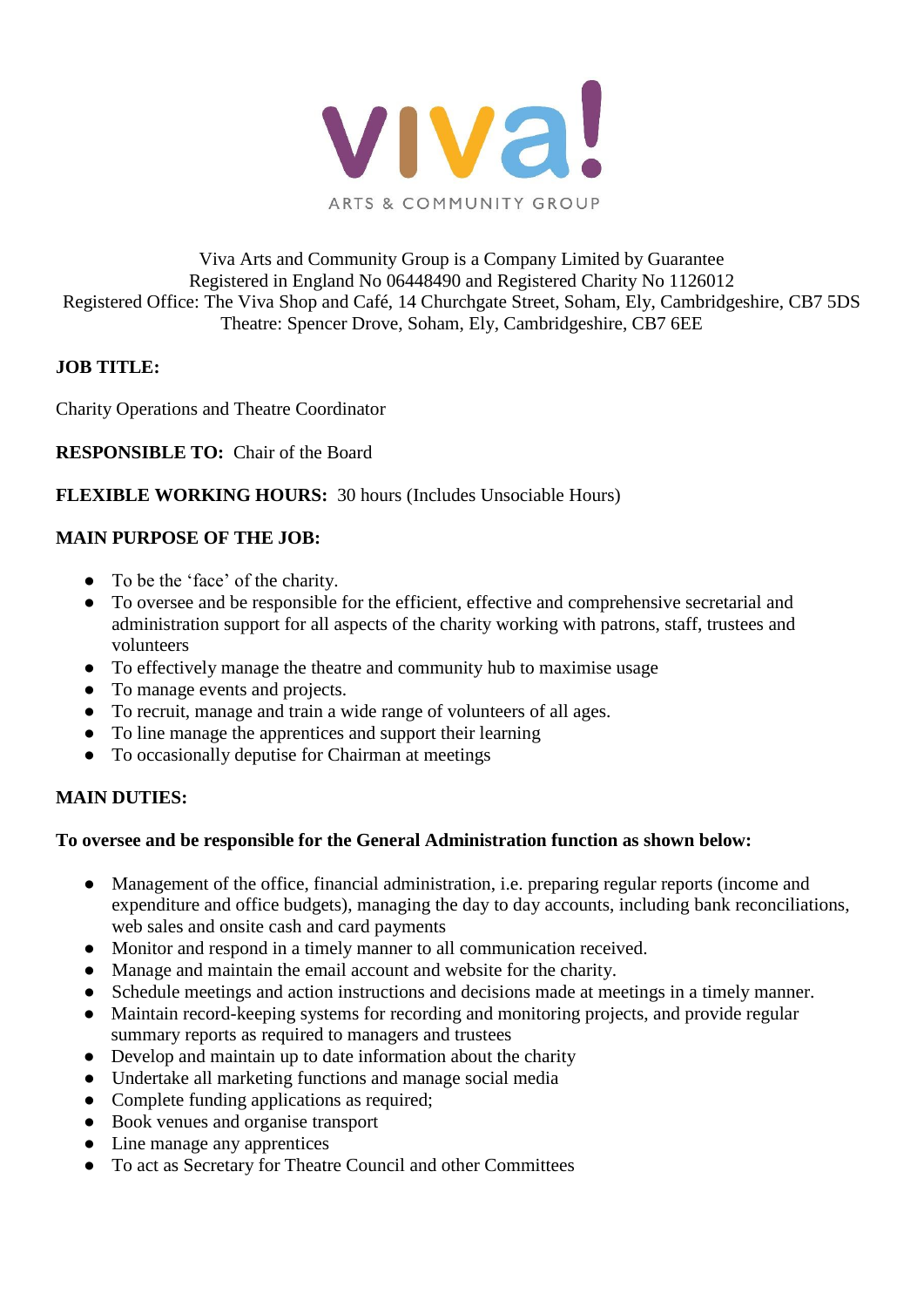viva!
ARTS & COMMUNITY GROUP

Viva Arts and Community Group is a Company Limited by Guarantee
Registered in England No 06448490 and Registered Charity No 1126012
Registered Office: The Viva Shop and Café, 14 Churchgate Street, Soham, Ely, Cambridgeshire, CB7 5DS
Theatre: Spencer Drove, Soham, Ely, Cambridgeshire, CB7 6EE

**JOB TITLE:**

Charity Operations and Theatre Coordinator

**RESPONSIBLE TO:** Chair of the Board

**FLEXIBLE WORKING HOURS:** 30 hours (Includes Unsociable Hours)

**MAIN PURPOSE OF THE JOB:**

- To be the 'face' of the charity.
- To oversee and be responsible for the efficient, effective and comprehensive secretarial and administration support for all aspects of the charity working with patrons, staff, trustees and volunteers
- To effectively manage the theatre and community hub to maximise usage
- To manage events and projects.
- To recruit, manage and train a wide range of volunteers of all ages.
- To line manage the apprentices and support their learning
- To occasionally deputise for Chairman at meetings

**MAIN DUTIES:**

**To oversee and be responsible for the General Administration function as shown below:**

- Management of the office, financial administration, i.e. preparing regular reports (income and expenditure and office budgets), managing the day to day accounts, including bank reconciliations, web sales and onsite cash and card payments
- Monitor and respond in a timely manner to all communication received.
- Manage and maintain the email account and website for the charity.
- Schedule meetings and action instructions and decisions made at meetings in a timely manner.
- Maintain record-keeping systems for recording and monitoring projects, and provide regular summary reports as required to managers and trustees
- Develop and maintain up to date information about the charity
- Undertake all marketing functions and manage social media
- Complete funding applications as required;
- Book venues and organise transport
- Line manage any apprentices
- To act as Secretary for Theatre Council and other Committees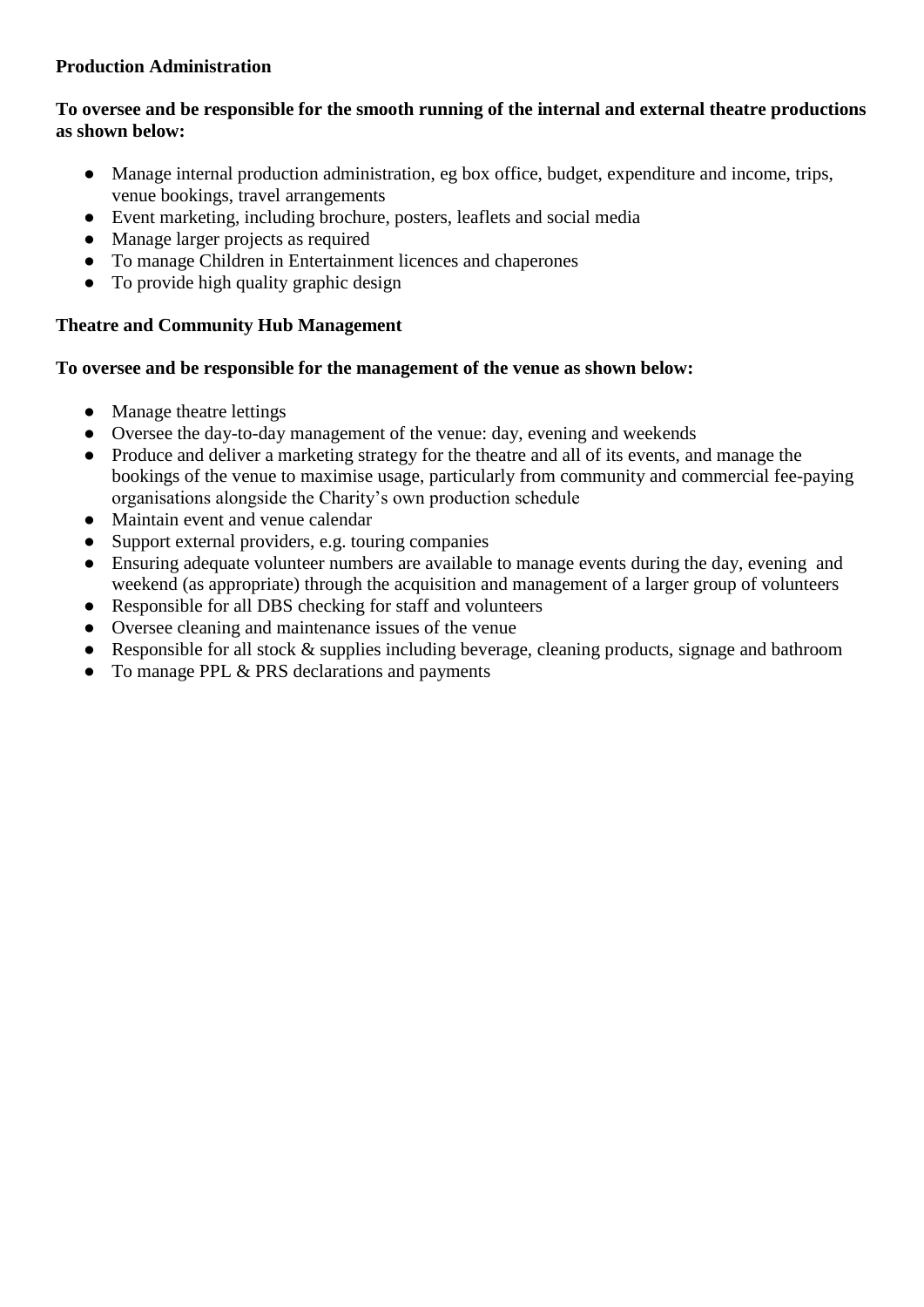**Production Administration**

**To oversee and be responsible for the smooth running of the internal and external theatre productions as shown below:**

- Manage internal production administration, eg box office, budget, expenditure and income, trips, venue bookings, travel arrangements
- Event marketing, including brochure, posters, leaflets and social media
- Manage larger projects as required
- To manage Children in Entertainment licences and chaperones
- To provide high quality graphic design

**Theatre and Community Hub Management**

**To oversee and be responsible for the management of the venue as shown below:**

- Manage theatre lettings
- Oversee the day-to-day management of the venue: day, evening and weekends
- Produce and deliver a marketing strategy for the theatre and all of its events, and manage the bookings of the venue to maximise usage, particularly from community and commercial fee-paying organisations alongside the Charity's own production schedule
- Maintain event and venue calendar
- Support external providers, e.g. touring companies
- Ensuring adequate volunteer numbers are available to manage events during the day, evening and weekend (as appropriate) through the acquisition and management of a larger group of volunteers
- Responsible for all DBS checking for staff and volunteers
- Oversee cleaning and maintenance issues of the venue
- Responsible for all stock & supplies including beverage, cleaning products, signage and bathroom
- To manage PPL & PRS declarations and payments